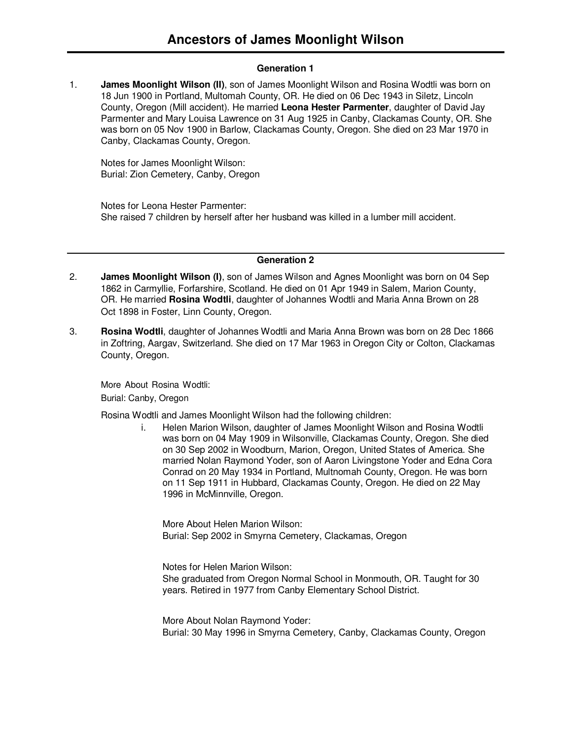# Ancestors of James Moonlight Wilson

## Generation 1

1. **James Moonlight Wilson (II)**, son of James Moonlight Wilson and Rosina Wodtli was born on 18 Jun 1900 in Portland, Multomah County, OR. He died on 06 Dec 1943 in Siletz, Lincoln County, Oregon (Mill accident). He married **Leona Hester Parmenter**, daughter of David Jay Parmenter and Mary Louisa Lawrence on 31 Aug 1925 in Canby, Clackamas County, OR. She was born on 05 Nov 1900 in Barlow, Clackamas County, Oregon. She died on 23 Mar 1970 in Canby, Clackamas County, Oregon.

   Notes for James Moonlight Wilson:
   Burial: Zion Cemetery, Canby, Oregon

   Notes for Leona Hester Parmenter:
   She raised 7 children by herself after her husband was killed in a lumber mill accident.

## Generation 2

2. **James Moonlight Wilson (I)**, son of James Wilson and Agnes Moonlight was born on 04 Sep 1862 in Carmyllie, Forfarshire, Scotland. He died on 01 Apr 1949 in Salem, Marion County, OR. He married **Rosina Wodtli**, daughter of Johannes Wodtli and Maria Anna Brown on 28 Oct 1898 in Foster, Linn County, Oregon.

3. **Rosina Wodtli**, daughter of Johannes Wodtli and Maria Anna Brown was born on 28 Dec 1866 in Zoftring, Aargav, Switzerland. She died on 17 Mar 1963 in Oregon City or Colton, Clackamas County, Oregon.

   More About Rosina Wodtli:
   Burial: Canby, Oregon

   Rosina Wodtli and James Moonlight Wilson had the following children:

   i. Helen Marion Wilson, daughter of James Moonlight Wilson and Rosina Wodtli was born on 04 May 1909 in Wilsonville, Clackamas County, Oregon. She died on 30 Sep 2002 in Woodburn, Marion, Oregon, United States of America. She married Nolan Raymond Yoder, son of Aaron Livingstone Yoder and Edna Cora Conrad on 20 May 1934 in Portland, Multnomah County, Oregon. He was born on 11 Sep 1911 in Hubbard, Clackamas County, Oregon. He died on 22 May 1996 in McMinnville, Oregon.

      More About Helen Marion Wilson:
      Burial: Sep 2002 in Smyrna Cemetery, Clackamas, Oregon

      Notes for Helen Marion Wilson:
      She graduated from Oregon Normal School in Monmouth, OR. Taught for 30 years. Retired in 1977 from Canby Elementary School District.

      More About Nolan Raymond Yoder:
      Burial: 30 May 1996 in Smyrna Cemetery, Canby, Clackamas County, Oregon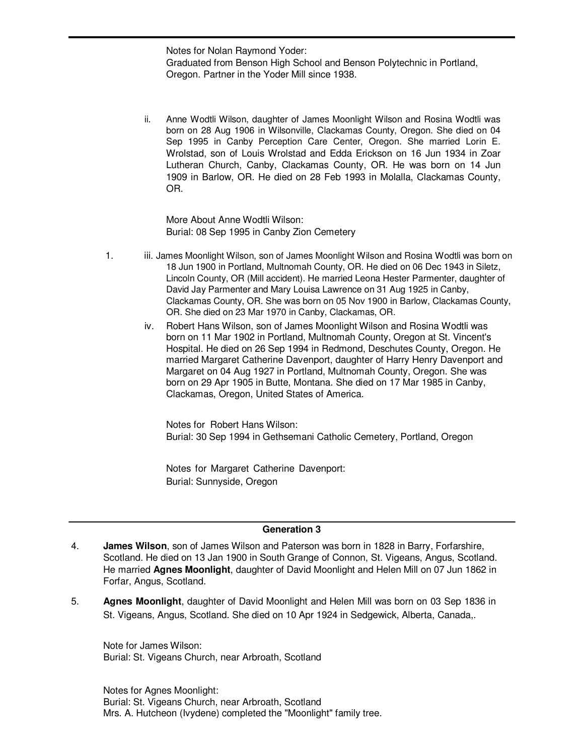Notes for Nolan Raymond Yoder:
Graduated from Benson High School and Benson Polytechnic in Portland, Oregon. Partner in the Yoder Mill since 1938.

ii. Anne Wodtli Wilson, daughter of James Moonlight Wilson and Rosina Wodtli was born on 28 Aug 1906 in Wilsonville, Clackamas County, Oregon. She died on 04 Sep 1995 in Canby Perception Care Center, Oregon. She married Lorin E. Wrolstad, son of Louis Wrolstad and Edda Erickson on 16 Jun 1934 in Zoar Lutheran Church, Canby, Clackamas County, OR. He was born on 14 Jun 1909 in Barlow, OR. He died on 28 Feb 1993 in Molalla, Clackamas County, OR.

More About Anne Wodtli Wilson:
Burial: 08 Sep 1995 in Canby Zion Cemetery

1. iii. James Moonlight Wilson, son of James Moonlight Wilson and Rosina Wodtli was born on 18 Jun 1900 in Portland, Multnomah County, OR. He died on 06 Dec 1943 in Siletz, Lincoln County, OR (Mill accident). He married Leona Hester Parmenter, daughter of David Jay Parmenter and Mary Louisa Lawrence on 31 Aug 1925 in Canby, Clackamas County, OR. She was born on 05 Nov 1900 in Barlow, Clackamas County, OR. She died on 23 Mar 1970 in Canby, Clackamas, OR.

iv. Robert Hans Wilson, son of James Moonlight Wilson and Rosina Wodtli was born on 11 Mar 1902 in Portland, Multnomah County, Oregon at St. Vincent's Hospital. He died on 26 Sep 1994 in Redmond, Deschutes County, Oregon. He married Margaret Catherine Davenport, daughter of Harry Henry Davenport and Margaret on 04 Aug 1927 in Portland, Multnomah County, Oregon. She was born on 29 Apr 1905 in Butte, Montana. She died on 17 Mar 1985 in Canby, Clackamas, Oregon, United States of America.

Notes for Robert Hans Wilson:
Burial: 30 Sep 1994 in Gethsemani Catholic Cemetery, Portland, Oregon

Notes for Margaret Catherine Davenport:
Burial: Sunnyside, Oregon

## Generation 3

4. **James Wilson**, son of James Wilson and Paterson was born in 1828 in Barry, Forfarshire, Scotland. He died on 13 Jan 1900 in South Grange of Connon, St. Vigeans, Angus, Scotland. He married **Agnes Moonlight**, daughter of David Moonlight and Helen Mill on 07 Jun 1862 in Forfar, Angus, Scotland.

5. **Agnes Moonlight**, daughter of David Moonlight and Helen Mill was born on 03 Sep 1836 in St. Vigeans, Angus, Scotland. She died on 10 Apr 1924 in Sedgewick, Alberta, Canada,.

Note for James Wilson:
Burial: St. Vigeans Church, near Arbroath, Scotland

Notes for Agnes Moonlight:
Burial: St. Vigeans Church, near Arbroath, Scotland
Mrs. A. Hutcheon (Ivydene) completed the "Moonlight" family tree.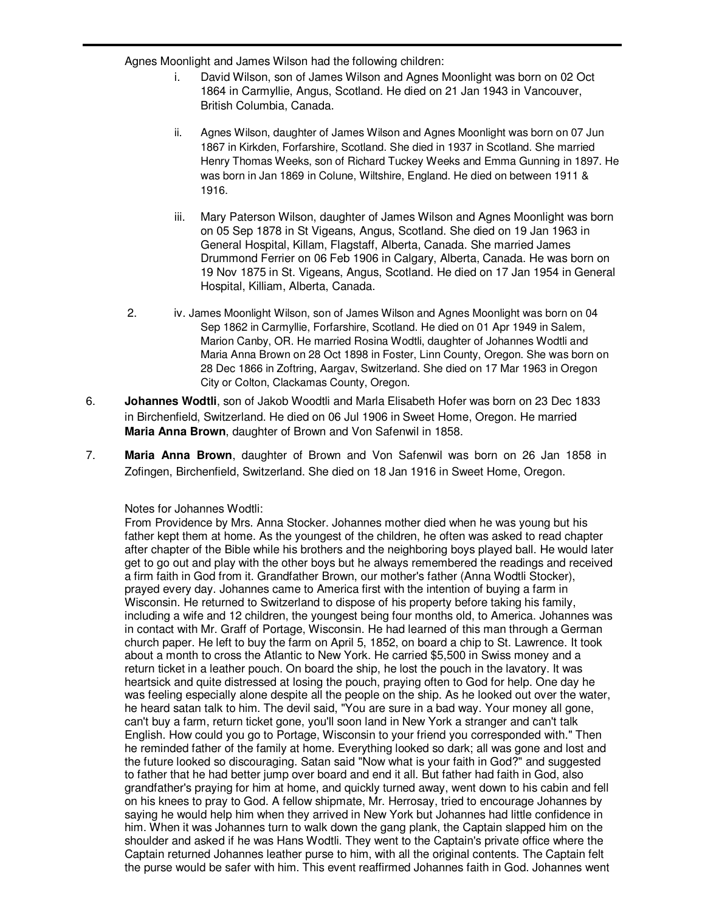Agnes Moonlight and James Wilson had the following children:

i. David Wilson, son of James Wilson and Agnes Moonlight was born on 02 Oct 1864 in Carmyllie, Angus, Scotland. He died on 21 Jan 1943 in Vancouver, British Columbia, Canada.

ii. Agnes Wilson, daughter of James Wilson and Agnes Moonlight was born on 07 Jun 1867 in Kirkden, Forfarshire, Scotland. She died in 1937 in Scotland. She married Henry Thomas Weeks, son of Richard Tuckey Weeks and Emma Gunning in 1897. He was born in Jan 1869 in Colune, Wiltshire, England. He died on between 1911 & 1916.

iii. Mary Paterson Wilson, daughter of James Wilson and Agnes Moonlight was born on 05 Sep 1878 in St Vigeans, Angus, Scotland. She died on 19 Jan 1963 in General Hospital, Killam, Flagstaff, Alberta, Canada. She married James Drummond Ferrier on 06 Feb 1906 in Calgary, Alberta, Canada. He was born on 19 Nov 1875 in St. Vigeans, Angus, Scotland. He died on 17 Jan 1954 in General Hospital, Killiam, Alberta, Canada.

2. iv. James Moonlight Wilson, son of James Wilson and Agnes Moonlight was born on 04 Sep 1862 in Carmyllie, Forfarshire, Scotland. He died on 01 Apr 1949 in Salem, Marion Canby, OR. He married Rosina Wodtli, daughter of Johannes Wodtli and Maria Anna Brown on 28 Oct 1898 in Foster, Linn County, Oregon. She was born on 28 Dec 1866 in Zoftring, Aargav, Switzerland. She died on 17 Mar 1963 in Oregon City or Colton, Clackamas County, Oregon.

6. **Johannes Wodtli**, son of Jakob Woodtli and Marla Elisabeth Hofer was born on 23 Dec 1833 in Birchenfield, Switzerland. He died on 06 Jul 1906 in Sweet Home, Oregon. He married **Maria Anna Brown**, daughter of Brown and Von Safenwil in 1858.

7. **Maria Anna Brown**, daughter of Brown and Von Safenwil was born on 26 Jan 1858 in Zofingen, Birchenfield, Switzerland. She died on 18 Jan 1916 in Sweet Home, Oregon.

Notes for Johannes Wodtli:
From Providence by Mrs. Anna Stocker. Johannes mother died when he was young but his father kept them at home. As the youngest of the children, he often was asked to read chapter after chapter of the Bible while his brothers and the neighboring boys played ball. He would later get to go out and play with the other boys but he always remembered the readings and received a firm faith in God from it. Grandfather Brown, our mother's father (Anna Wodtli Stocker), prayed every day. Johannes came to America first with the intention of buying a farm in Wisconsin. He returned to Switzerland to dispose of his property before taking his family, including a wife and 12 children, the youngest being four months old, to America. Johannes was in contact with Mr. Graff of Portage, Wisconsin. He had learned of this man through a German church paper. He left to buy the farm on April 5, 1852, on board a chip to St. Lawrence. It took about a month to cross the Atlantic to New York. He carried $5,500 in Swiss money and a return ticket in a leather pouch. On board the ship, he lost the pouch in the lavatory. It was heartsick and quite distressed at losing the pouch, praying often to God for help. One day he was feeling especially alone despite all the people on the ship. As he looked out over the water, he heard satan talk to him. The devil said, "You are sure in a bad way. Your money all gone, can't buy a farm, return ticket gone, you'll soon land in New York a stranger and can't talk English. How could you go to Portage, Wisconsin to your friend you corresponded with." Then he reminded father of the family at home. Everything looked so dark; all was gone and lost and the future looked so discouraging. Satan said "Now what is your faith in God?" and suggested to father that he had better jump over board and end it all. But father had faith in God, also grandfather's praying for him at home, and quickly turned away, went down to his cabin and fell on his knees to pray to God. A fellow shipmate, Mr. Herrosay, tried to encourage Johannes by saying he would help him when they arrived in New York but Johannes had little confidence in him. When it was Johannes turn to walk down the gang plank, the Captain slapped him on the shoulder and asked if he was Hans Wodtli. They went to the Captain's private office where the Captain returned Johannes leather purse to him, with all the original contents. The Captain felt the purse would be safer with him. This event reaffirmed Johannes faith in God. Johannes went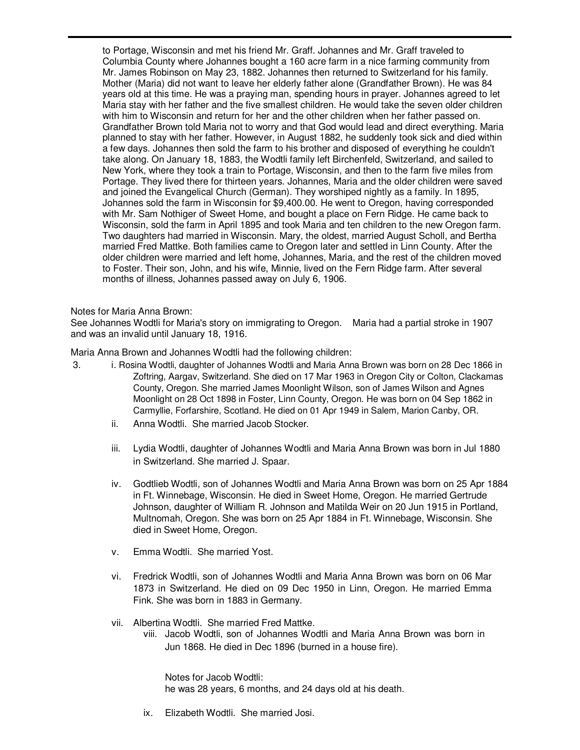to Portage, Wisconsin and met his friend Mr. Graff. Johannes and Mr. Graff traveled to Columbia County where Johannes bought a 160 acre farm in a nice farming community from Mr. James Robinson on May 23, 1882. Johannes then returned to Switzerland for his family. Mother (Maria) did not want to leave her elderly father alone (Grandfather Brown). He was 84 years old at this time. He was a praying man, spending hours in prayer. Johannes agreed to let Maria stay with her father and the five smallest children. He would take the seven older children with him to Wisconsin and return for her and the other children when her father passed on. Grandfather Brown told Maria not to worry and that God would lead and direct everything. Maria planned to stay with her father. However, in August 1882, he suddenly took sick and died within a few days. Johannes then sold the farm to his brother and disposed of everything he couldn't take along. On January 18, 1883, the Wodtli family left Birchenfeld, Switzerland, and sailed to New York, where they took a train to Portage, Wisconsin, and then to the farm five miles from Portage. They lived there for thirteen years. Johannes, Maria and the older children were saved and joined the Evangelical Church (German). They worshiped nightly as a family. In 1895, Johannes sold the farm in Wisconsin for $9,400.00. He went to Oregon, having corresponded with Mr. Sam Nothiger of Sweet Home, and bought a place on Fern Ridge. He came back to Wisconsin, sold the farm in April 1895 and took Maria and ten children to the new Oregon farm. Two daughters had married in Wisconsin. Mary, the oldest, married August Scholl, and Bertha married Fred Mattke. Both families came to Oregon later and settled in Linn County. After the older children were married and left home, Johannes, Maria, and the rest of the children moved to Foster. Their son, John, and his wife, Minnie, lived on the Fern Ridge farm. After several months of illness, Johannes passed away on July 6, 1906.

Notes for Maria Anna Brown:
See Johannes Wodtli for Maria's story on immigrating to Oregon. Maria had a partial stroke in 1907 and was an invalid until January 18, 1916.

Maria Anna Brown and Johannes Wodtli had the following children:

3. i. Rosina Wodtli, daughter of Johannes Wodtli and Maria Anna Brown was born on 28 Dec 1866 in Zoftring, Aargav, Switzerland. She died on 17 Mar 1963 in Oregon City or Colton, Clackamas County, Oregon. She married James Moonlight Wilson, son of James Wilson and Agnes Moonlight on 28 Oct 1898 in Foster, Linn County, Oregon. He was born on 04 Sep 1862 in Carmyllie, Forfarshire, Scotland. He died on 01 Apr 1949 in Salem, Marion Canby, OR.

ii. Anna Wodtli. She married Jacob Stocker.

iii. Lydia Wodtli, daughter of Johannes Wodtli and Maria Anna Brown was born in Jul 1880 in Switzerland. She married J. Spaar.

iv. Godtlieb Wodtli, son of Johannes Wodtli and Maria Anna Brown was born on 25 Apr 1884 in Ft. Winnebage, Wisconsin. He died in Sweet Home, Oregon. He married Gertrude Johnson, daughter of William R. Johnson and Matilda Weir on 20 Jun 1915 in Portland, Multnomah, Oregon. She was born on 25 Apr 1884 in Ft. Winnebage, Wisconsin. She died in Sweet Home, Oregon.

v. Emma Wodtli. She married Yost.

vi. Fredrick Wodtli, son of Johannes Wodtli and Maria Anna Brown was born on 06 Mar 1873 in Switzerland. He died on 09 Dec 1950 in Linn, Oregon. He married Emma Fink. She was born in 1883 in Germany.

vii. Albertina Wodtli. She married Fred Mattke.

viii. Jacob Wodtli, son of Johannes Wodtli and Maria Anna Brown was born in Jun 1868. He died in Dec 1896 (burned in a house fire).

Notes for Jacob Wodtli:
he was 28 years, 6 months, and 24 days old at his death.

ix. Elizabeth Wodtli. She married Josi.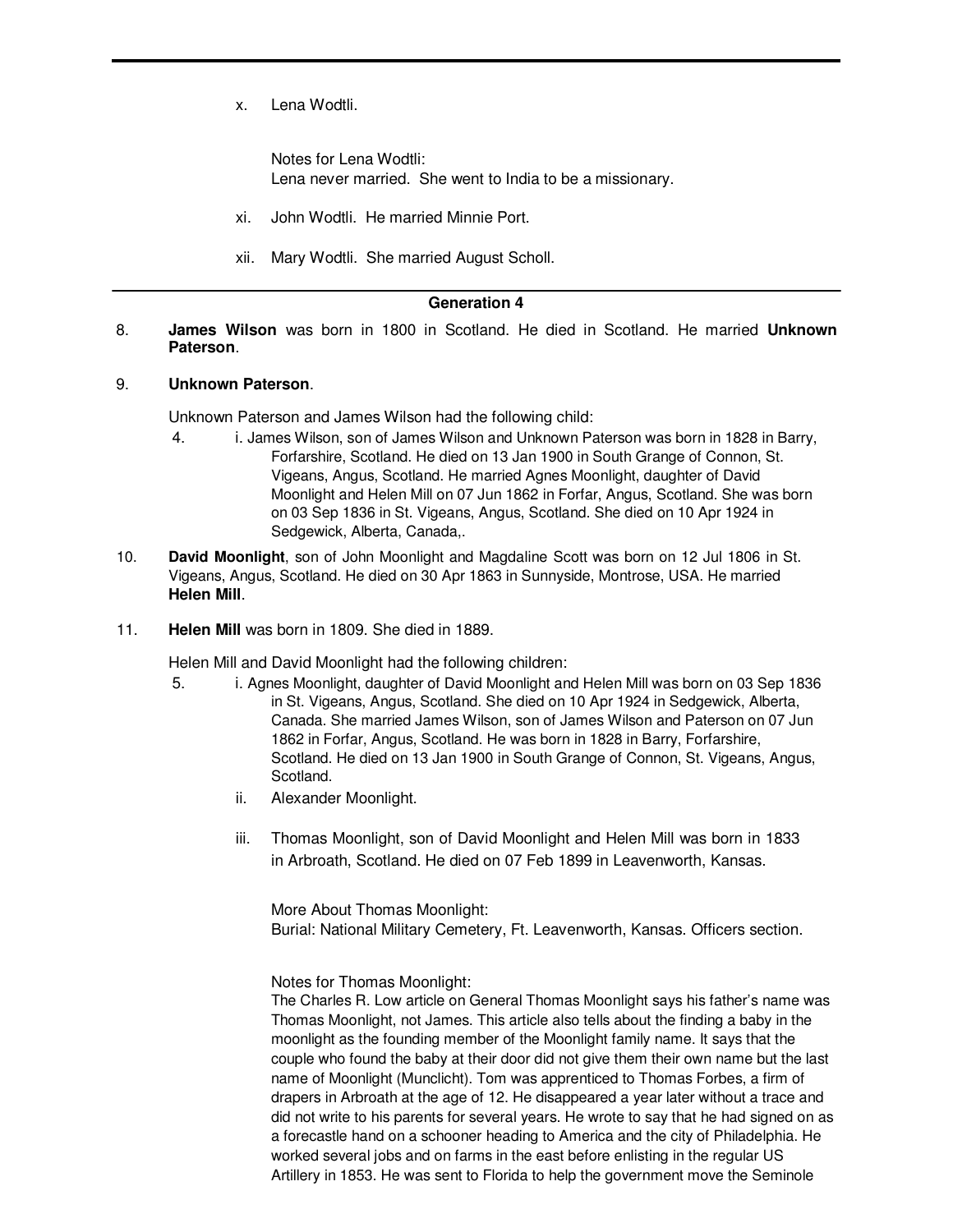x. Lena Wodtli.

Notes for Lena Wodtli:
Lena never married. She went to India to be a missionary.

xi. John Wodtli. He married Minnie Port.

xii. Mary Wodtli. She married August Scholl.

---

## Generation 4

8. **James Wilson** was born in 1800 in Scotland. He died in Scotland. He married **Unknown Paterson**.

9. **Unknown Paterson**.

Unknown Paterson and James Wilson had the following child:

4. i. James Wilson, son of James Wilson and Unknown Paterson was born in 1828 in Barry, Forfarshire, Scotland. He died on 13 Jan 1900 in South Grange of Connon, St. Vigeans, Angus, Scotland. He married Agnes Moonlight, daughter of David Moonlight and Helen Mill on 07 Jun 1862 in Forfar, Angus, Scotland. She was born on 03 Sep 1836 in St. Vigeans, Angus, Scotland. She died on 10 Apr 1924 in Sedgewick, Alberta, Canada,.

10. **David Moonlight**, son of John Moonlight and Magdaline Scott was born on 12 Jul 1806 in St. Vigeans, Angus, Scotland. He died on 30 Apr 1863 in Sunnyside, Montrose, USA. He married **Helen Mill**.

11. **Helen Mill** was born in 1809. She died in 1889.

Helen Mill and David Moonlight had the following children:

5. i. Agnes Moonlight, daughter of David Moonlight and Helen Mill was born on 03 Sep 1836 in St. Vigeans, Angus, Scotland. She died on 10 Apr 1924 in Sedgewick, Alberta, Canada. She married James Wilson, son of James Wilson and Paterson on 07 Jun 1862 in Forfar, Angus, Scotland. He was born in 1828 in Barry, Forfarshire, Scotland. He died on 13 Jan 1900 in South Grange of Connon, St. Vigeans, Angus, Scotland.

ii. Alexander Moonlight.

iii. Thomas Moonlight, son of David Moonlight and Helen Mill was born in 1833 in Arbroath, Scotland. He died on 07 Feb 1899 in Leavenworth, Kansas.

More About Thomas Moonlight:
Burial: National Military Cemetery, Ft. Leavenworth, Kansas. Officers section.

Notes for Thomas Moonlight:
The Charles R. Low article on General Thomas Moonlight says his father's name was Thomas Moonlight, not James. This article also tells about the finding a baby in the moonlight as the founding member of the Moonlight family name. It says that the couple who found the baby at their door did not give them their own name but the last name of Moonlight (Munclicht). Tom was apprenticed to Thomas Forbes, a firm of drapers in Arbroath at the age of 12. He disappeared a year later without a trace and did not write to his parents for several years. He wrote to say that he had signed on as a forecastle hand on a schooner heading to America and the city of Philadelphia. He worked several jobs and on farms in the east before enlisting in the regular US Artillery in 1853. He was sent to Florida to help the government move the Seminole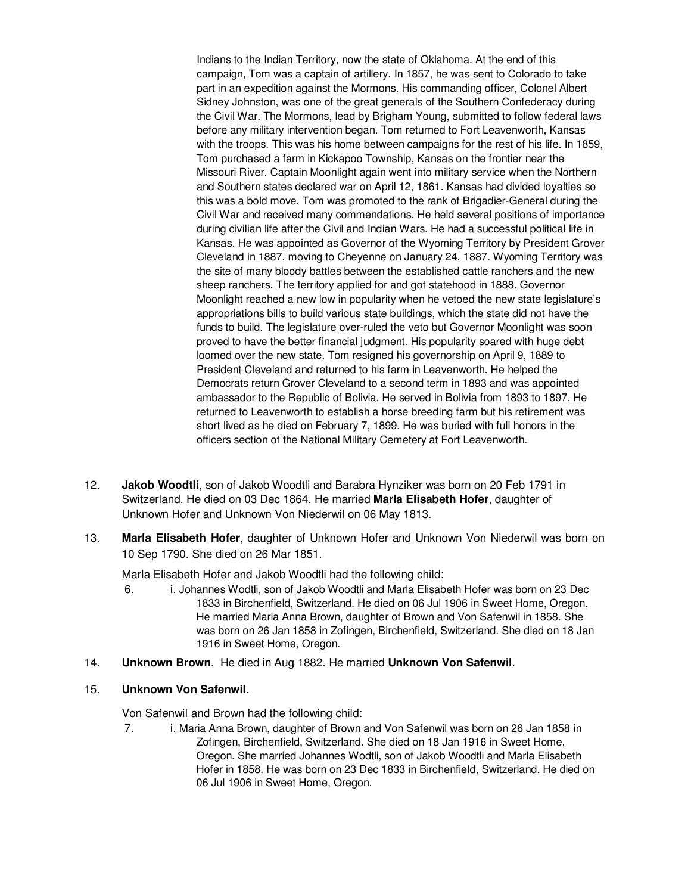Indians to the Indian Territory, now the state of Oklahoma. At the end of this campaign, Tom was a captain of artillery. In 1857, he was sent to Colorado to take part in an expedition against the Mormons. His commanding officer, Colonel Albert Sidney Johnston, was one of the great generals of the Southern Confederacy during the Civil War. The Mormons, lead by Brigham Young, submitted to follow federal laws before any military intervention began. Tom returned to Fort Leavenworth, Kansas with the troops. This was his home between campaigns for the rest of his life. In 1859, Tom purchased a farm in Kickapoo Township, Kansas on the frontier near the Missouri River. Captain Moonlight again went into military service when the Northern and Southern states declared war on April 12, 1861. Kansas had divided loyalties so this was a bold move. Tom was promoted to the rank of Brigadier-General during the Civil War and received many commendations. He held several positions of importance during civilian life after the Civil and Indian Wars. He had a successful political life in Kansas. He was appointed as Governor of the Wyoming Territory by President Grover Cleveland in 1887, moving to Cheyenne on January 24, 1887. Wyoming Territory was the site of many bloody battles between the established cattle ranchers and the new sheep ranchers. The territory applied for and got statehood in 1888. Governor Moonlight reached a new low in popularity when he vetoed the new state legislature's appropriations bills to build various state buildings, which the state did not have the funds to build. The legislature over-ruled the veto but Governor Moonlight was soon proved to have the better financial judgment. His popularity soared with huge debt loomed over the new state. Tom resigned his governorship on April 9, 1889 to President Cleveland and returned to his farm in Leavenworth. He helped the Democrats return Grover Cleveland to a second term in 1893 and was appointed ambassador to the Republic of Bolivia. He served in Bolivia from 1893 to 1897. He returned to Leavenworth to establish a horse breeding farm but his retirement was short lived as he died on February 7, 1899. He was buried with full honors in the officers section of the National Military Cemetery at Fort Leavenworth.

12. **Jakob Woodtli**, son of Jakob Woodtli and Barabra Hynziker was born on 20 Feb 1791 in Switzerland. He died on 03 Dec 1864. He married **Marla Elisabeth Hofer**, daughter of Unknown Hofer and Unknown Von Niederwil on 06 May 1813.

13. **Marla Elisabeth Hofer**, daughter of Unknown Hofer and Unknown Von Niederwil was born on 10 Sep 1790. She died on 26 Mar 1851.

    Marla Elisabeth Hofer and Jakob Woodtli had the following child:

    6. i. Johannes Wodtli, son of Jakob Woodtli and Marla Elisabeth Hofer was born on 23 Dec 1833 in Birchenfield, Switzerland. He died on 06 Jul 1906 in Sweet Home, Oregon. He married Maria Anna Brown, daughter of Brown and Von Safenwil in 1858. She was born on 26 Jan 1858 in Zofingen, Birchenfield, Switzerland. She died on 18 Jan 1916 in Sweet Home, Oregon.

14. **Unknown Brown**. He died in Aug 1882. He married **Unknown Von Safenwil**.

15. **Unknown Von Safenwil**.

    Von Safenwil and Brown had the following child:

    7. i. Maria Anna Brown, daughter of Brown and Von Safenwil was born on 26 Jan 1858 in Zofingen, Birchenfield, Switzerland. She died on 18 Jan 1916 in Sweet Home, Oregon. She married Johannes Wodtli, son of Jakob Woodtli and Marla Elisabeth Hofer in 1858. He was born on 23 Dec 1833 in Birchenfield, Switzerland. He died on 06 Jul 1906 in Sweet Home, Oregon.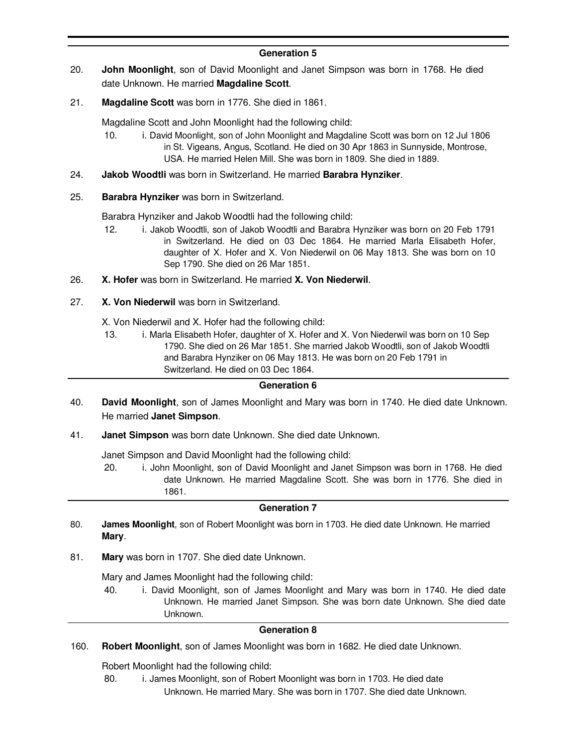## Generation 5

20. **John Moonlight**, son of David Moonlight and Janet Simpson was born in 1768. He died date Unknown. He married **Magdaline Scott**.

21. **Magdaline Scott** was born in 1776. She died in 1861.

    Magdaline Scott and John Moonlight had the following child:

    10. i. David Moonlight, son of John Moonlight and Magdaline Scott was born on 12 Jul 1806 in St. Vigeans, Angus, Scotland. He died on 30 Apr 1863 in Sunnyside, Montrose, USA. He married Helen Mill. She was born in 1809. She died in 1889.

24. **Jakob Woodtli** was born in Switzerland. He married **Barabra Hynziker**.

25. **Barabra Hynziker** was born in Switzerland.

    Barabra Hynziker and Jakob Woodtli had the following child:

    12. i. Jakob Woodtli, son of Jakob Woodtli and Barabra Hynziker was born on 20 Feb 1791 in Switzerland. He died on 03 Dec 1864. He married Marla Elisabeth Hofer, daughter of X. Hofer and X. Von Niederwil on 06 May 1813. She was born on 10 Sep 1790. She died on 26 Mar 1851.

26. **X. Hofer** was born in Switzerland. He married **X. Von Niederwil**.

27. **X. Von Niederwil** was born in Switzerland.

    X. Von Niederwil and X. Hofer had the following child:

    13. i. Marla Elisabeth Hofer, daughter of X. Hofer and X. Von Niederwil was born on 10 Sep 1790. She died on 26 Mar 1851. She married Jakob Woodtli, son of Jakob Woodtli and Barabra Hynziker on 06 May 1813. He was born on 20 Feb 1791 in Switzerland. He died on 03 Dec 1864.

## Generation 6

40. **David Moonlight**, son of James Moonlight and Mary was born in 1740. He died date Unknown. He married **Janet Simpson**.

41. **Janet Simpson** was born date Unknown. She died date Unknown.

    Janet Simpson and David Moonlight had the following child:

    20. i. John Moonlight, son of David Moonlight and Janet Simpson was born in 1768. He died date Unknown. He married Magdaline Scott. She was born in 1776. She died in 1861.

## Generation 7

80. **James Moonlight**, son of Robert Moonlight was born in 1703. He died date Unknown. He married **Mary**.

81. **Mary** was born in 1707. She died date Unknown.

    Mary and James Moonlight had the following child:

    40. i. David Moonlight, son of James Moonlight and Mary was born in 1740. He died date Unknown. He married Janet Simpson. She was born date Unknown. She died date Unknown.

## Generation 8

160. **Robert Moonlight**, son of James Moonlight was born in 1682. He died date Unknown.

    Robert Moonlight had the following child:

    80. i. James Moonlight, son of Robert Moonlight was born in 1703. He died date Unknown. He married Mary. She was born in 1707. She died date Unknown.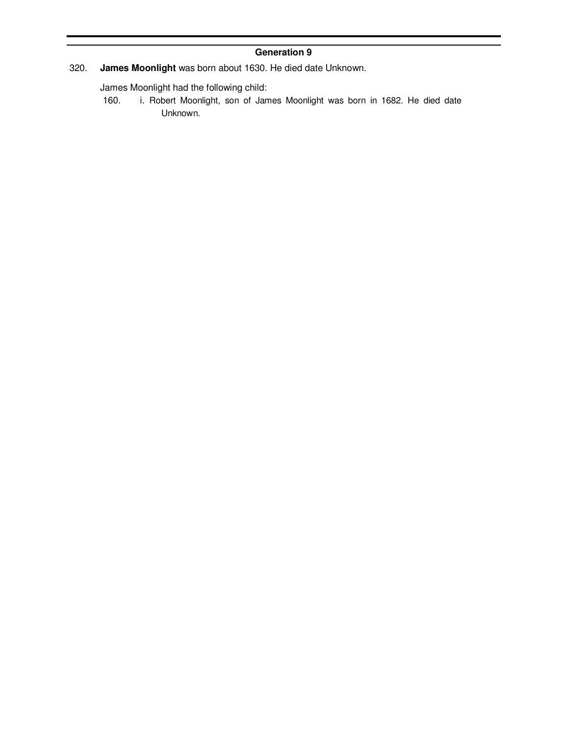## Generation 9

320. **James Moonlight** was born about 1630. He died date Unknown.

James Moonlight had the following child:

160. i. Robert Moonlight, son of James Moonlight was born in 1682. He died date Unknown.